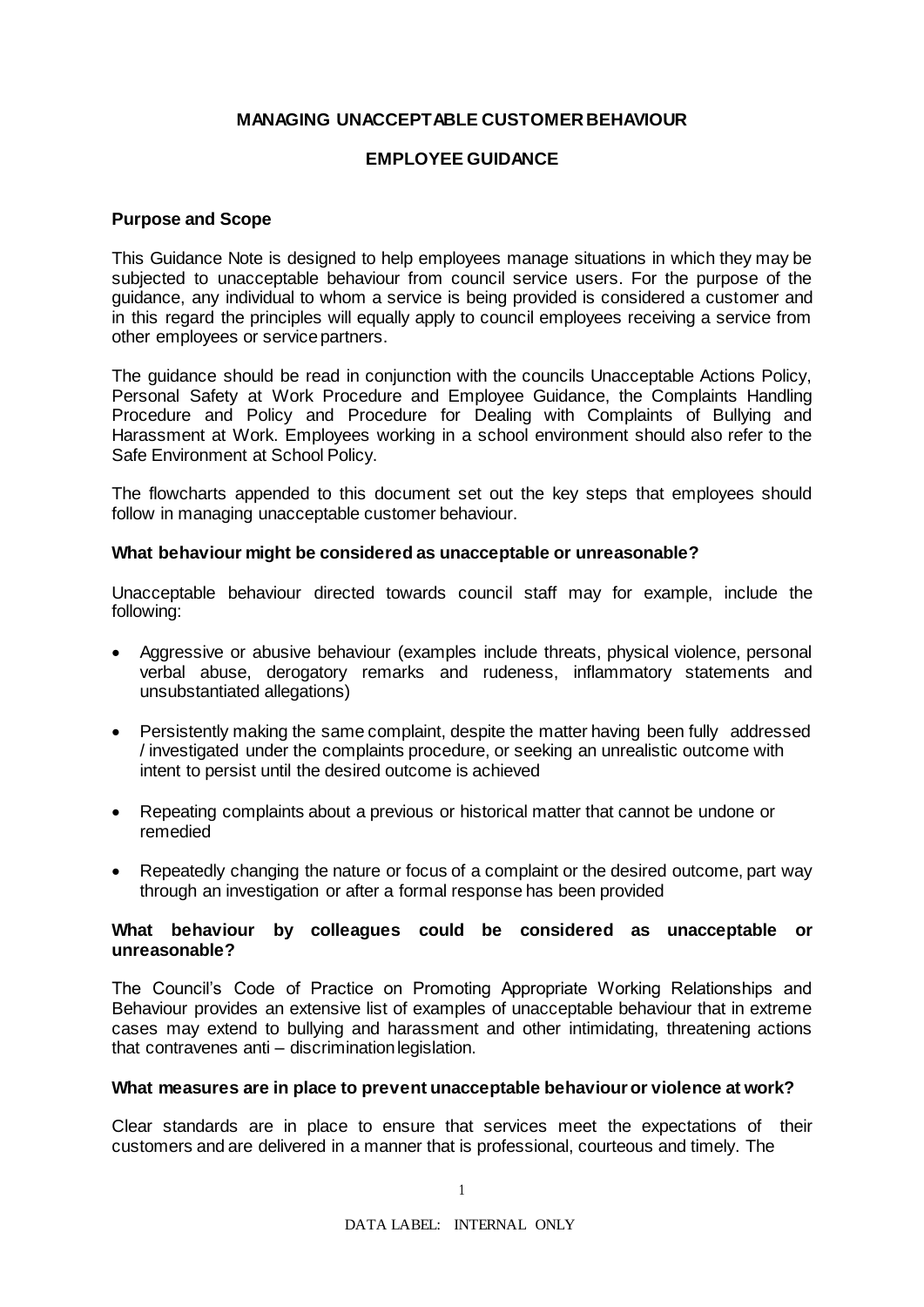# MANAGING UNACCEPTABLE CUSTOMER BEHAVIOUR

## EMPLOYEE GUIDANCE

### Purpose and Scope

This Guidance Note is designed to help employees manage situations in which they may be subjected to unacceptable behaviour from council service users. For the purpose of the guidance, any individual to whom a service is being provided is considered a customer and in this regard the principles will equally apply to council employees receiving a service from other employees or service partners.

The guidance should be read in conjunction with the councils Unacceptable Actions Policy, Personal Safety at Work Procedure and Employee Guidance, the Complaints Handling Procedure and Policy and Procedure for Dealing with Complaints of Bullying and Harassment at Work. Employees working in a school environment should also refer to the Safe Environment at School Policy.

The flowcharts appended to this document set out the key steps that employees should follow in managing unacceptable customer behaviour.

### What behaviour might be considered as unacceptable or unreasonable?

Unacceptable behaviour directed towards council staff may for example, include the following:

- Aggressive or abusive behaviour (examples include threats, physical violence, personal verbal abuse, derogatory remarks and rudeness, inflammatory statements and unsubstantiated allegations)
- Persistently making the same complaint, despite the matter having been fully addressed / investigated under the complaints procedure, or seeking an unrealistic outcome with intent to persist until the desired outcome is achieved
- Repeating complaints about a previous or historical matter that cannot be undone or remedied
- Repeatedly changing the nature or focus of a complaint or the desired outcome, part way through an investigation or after a formal response has been provided

### What behaviour by colleagues could be considered as unacceptable or unreasonable?

The Council's Code of Practice on Promoting Appropriate Working Relationships and Behaviour provides an extensive list of examples of unacceptable behaviour that in extreme cases may extend to bullying and harassment and other intimidating, threatening actions that contravenes anti – discrimination legislation.

### What measures are in place to prevent unacceptable behaviour or violence at work?

Clear standards are in place to ensure that services meet the expectations of their customers and are delivered in a manner that is professional, courteous and timely. The

DATA LABEL: INTERNAL ONLY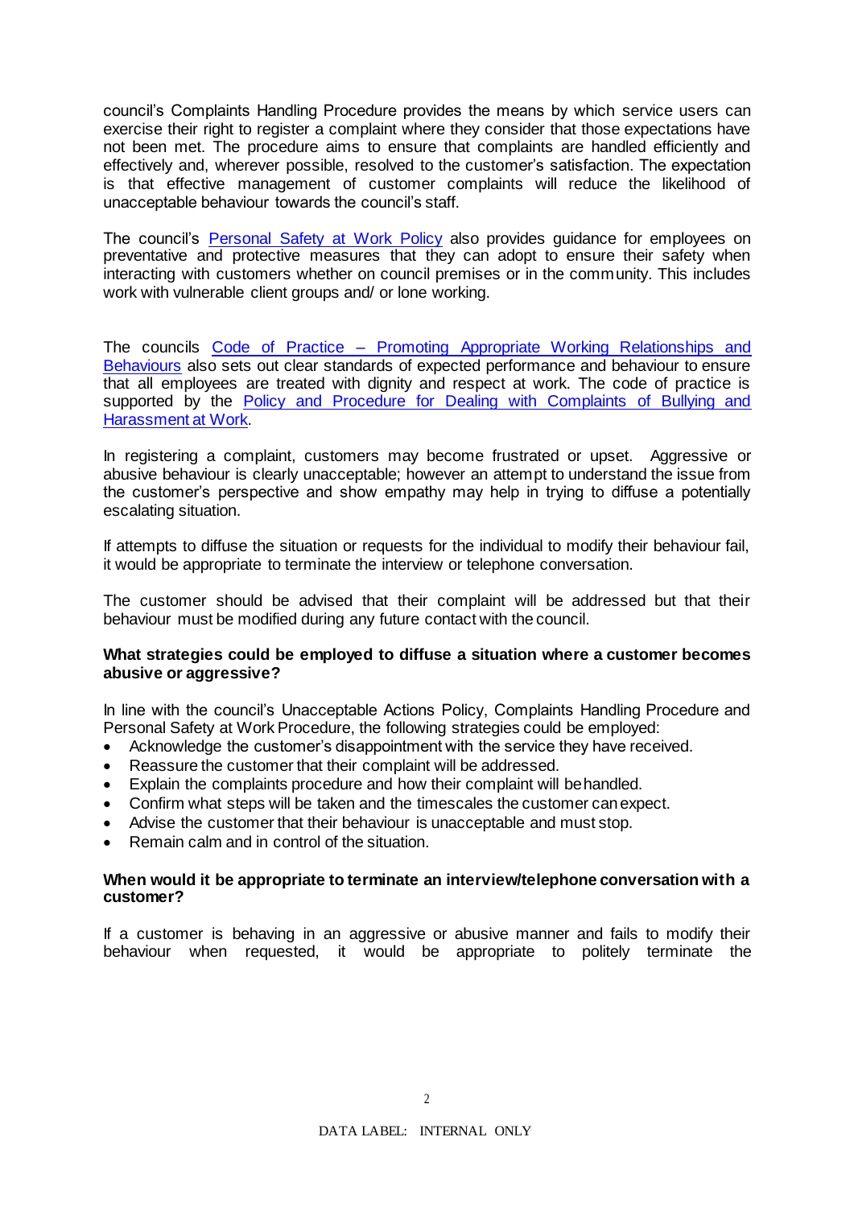council's Complaints Handling Procedure provides the means by which service users can exercise their right to register a complaint where they consider that those expectations have not been met. The procedure aims to ensure that complaints are handled efficiently and effectively and, wherever possible, resolved to the customer's satisfaction. The expectation is that effective management of customer complaints will reduce the likelihood of unacceptable behaviour towards the council's staff.

The council's Personal Safety at Work Policy also provides guidance for employees on preventative and protective measures that they can adopt to ensure their safety when interacting with customers whether on council premises or in the community. This includes work with vulnerable client groups and/ or lone working.

The councils Code of Practice – Promoting Appropriate Working Relationships and Behaviours also sets out clear standards of expected performance and behaviour to ensure that all employees are treated with dignity and respect at work. The code of practice is supported by the Policy and Procedure for Dealing with Complaints of Bullying and Harassment at Work.

In registering a complaint, customers may become frustrated or upset. Aggressive or abusive behaviour is clearly unacceptable; however an attempt to understand the issue from the customer's perspective and show empathy may help in trying to diffuse a potentially escalating situation.

If attempts to diffuse the situation or requests for the individual to modify their behaviour fail, it would be appropriate to terminate the interview or telephone conversation.

The customer should be advised that their complaint will be addressed but that their behaviour must be modified during any future contact with the council.

**What strategies could be employed to diffuse a situation where a customer becomes abusive or aggressive?**

In line with the council's Unacceptable Actions Policy, Complaints Handling Procedure and Personal Safety at Work Procedure, the following strategies could be employed:

- Acknowledge the customer's disappointment with the service they have received.
- Reassure the customer that their complaint will be addressed.
- Explain the complaints procedure and how their complaint will be handled.
- Confirm what steps will be taken and the timescales the customer can expect.
- Advise the customer that their behaviour is unacceptable and must stop.
- Remain calm and in control of the situation.

**When would it be appropriate to terminate an interview/telephone conversation with a customer?**

If a customer is behaving in an aggressive or abusive manner and fails to modify their behaviour when requested, it would be appropriate to politely terminate the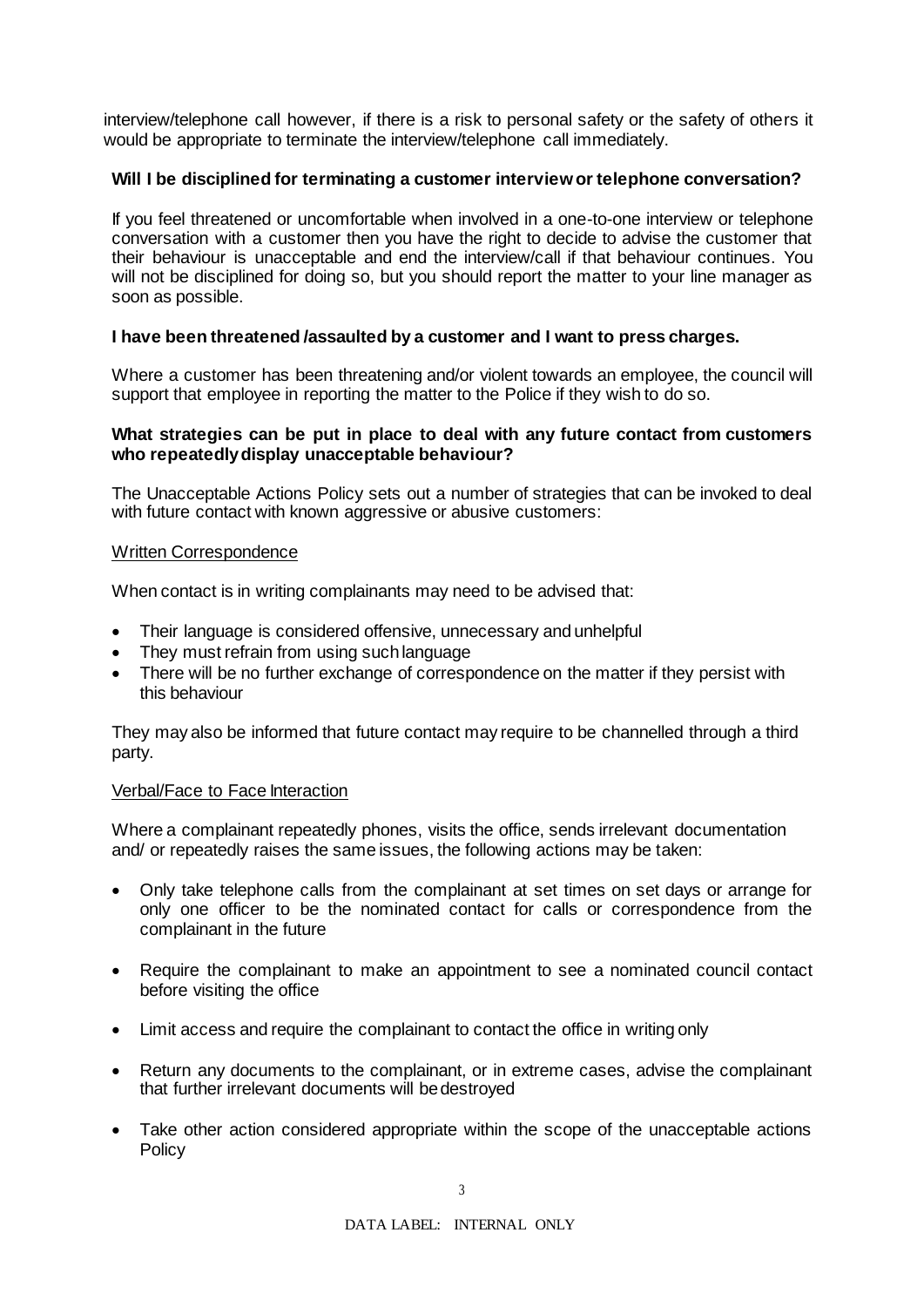interview/telephone call however, if there is a risk to personal safety or the safety of others it would be appropriate to terminate the interview/telephone call immediately.

**Will I be disciplined for terminating a customer interview or telephone conversation?**

If you feel threatened or uncomfortable when involved in a one-to-one interview or telephone conversation with a customer then you have the right to decide to advise the customer that their behaviour is unacceptable and end the interview/call if that behaviour continues. You will not be disciplined for doing so, but you should report the matter to your line manager as soon as possible.

**I have been threatened /assaulted by a customer and I want to press charges.**

Where a customer has been threatening and/or violent towards an employee, the council will support that employee in reporting the matter to the Police if they wish to do so.

**What strategies can be put in place to deal with any future contact from customers who repeatedly display unacceptable behaviour?**

The Unacceptable Actions Policy sets out a number of strategies that can be invoked to deal with future contact with known aggressive or abusive customers:

<u>Written Correspondence</u>

When contact is in writing complainants may need to be advised that:

- Their language is considered offensive, unnecessary and unhelpful
- They must refrain from using such language
- There will be no further exchange of correspondence on the matter if they persist with this behaviour

They may also be informed that future contact may require to be channelled through a third party.

<u>Verbal/Face to Face Interaction</u>

Where a complainant repeatedly phones, visits the office, sends irrelevant documentation and/ or repeatedly raises the same issues, the following actions may be taken:

- Only take telephone calls from the complainant at set times on set days or arrange for only one officer to be the nominated contact for calls or correspondence from the complainant in the future
- Require the complainant to make an appointment to see a nominated council contact before visiting the office
- Limit access and require the complainant to contact the office in writing only
- Return any documents to the complainant, or in extreme cases, advise the complainant that further irrelevant documents will be destroyed
- Take other action considered appropriate within the scope of the unacceptable actions Policy

DATA LABEL: INTERNAL ONLY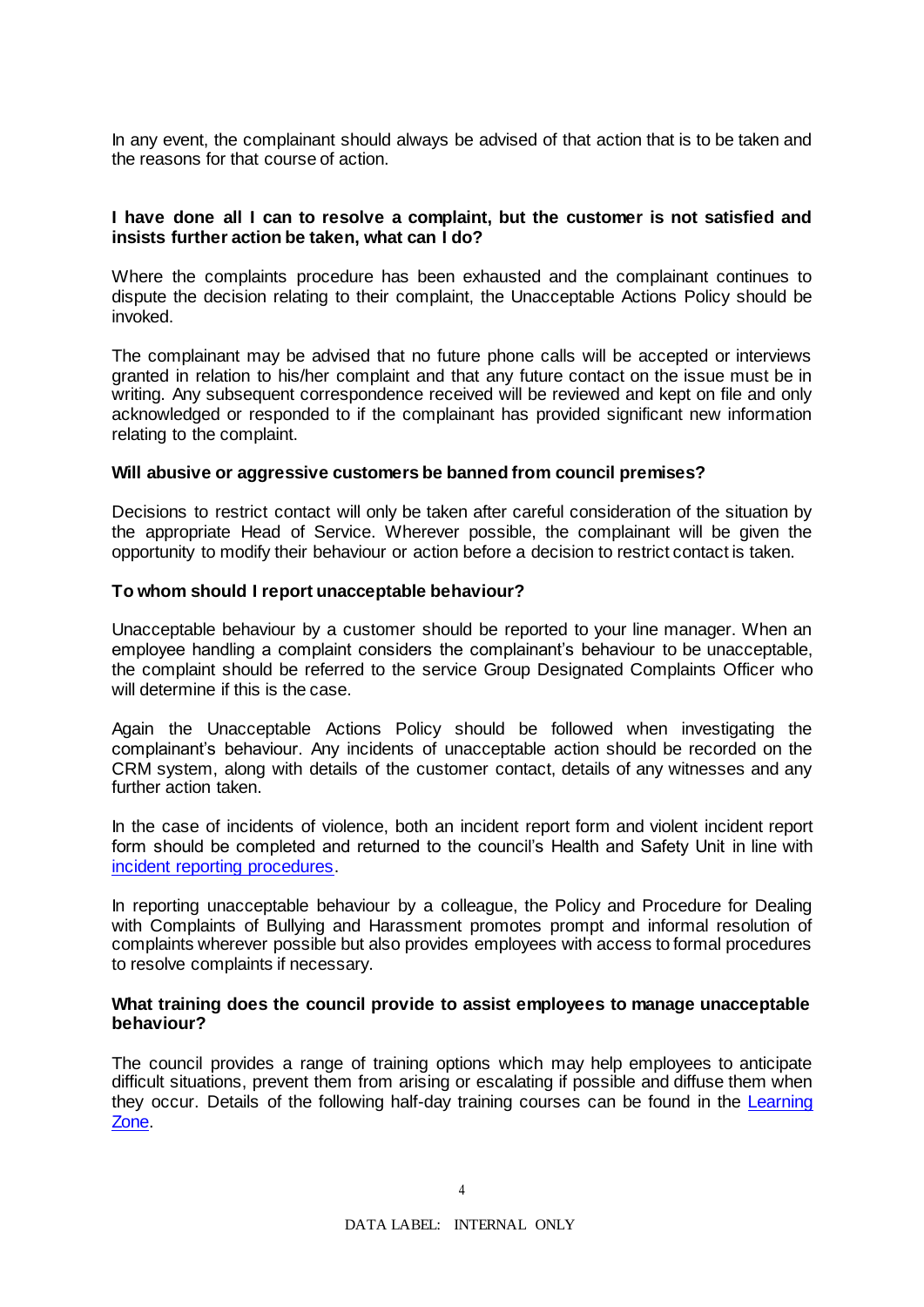In any event, the complainant should always be advised of that action that is to be taken and the reasons for that course of action.

**I have done all I can to resolve a complaint, but the customer is not satisfied and insists further action be taken, what can I do?**

Where the complaints procedure has been exhausted and the complainant continues to dispute the decision relating to their complaint, the Unacceptable Actions Policy should be invoked.

The complainant may be advised that no future phone calls will be accepted or interviews granted in relation to his/her complaint and that any future contact on the issue must be in writing. Any subsequent correspondence received will be reviewed and kept on file and only acknowledged or responded to if the complainant has provided significant new information relating to the complaint.

**Will abusive or aggressive customers be banned from council premises?**

Decisions to restrict contact will only be taken after careful consideration of the situation by the appropriate Head of Service. Wherever possible, the complainant will be given the opportunity to modify their behaviour or action before a decision to restrict contact is taken.

**To whom should I report unacceptable behaviour?**

Unacceptable behaviour by a customer should be reported to your line manager. When an employee handling a complaint considers the complainant's behaviour to be unacceptable, the complaint should be referred to the service Group Designated Complaints Officer who will determine if this is the case.

Again the Unacceptable Actions Policy should be followed when investigating the complainant's behaviour. Any incidents of unacceptable action should be recorded on the CRM system, along with details of the customer contact, details of any witnesses and any further action taken.

In the case of incidents of violence, both an incident report form and violent incident report form should be completed and returned to the council's Health and Safety Unit in line with incident reporting procedures.

In reporting unacceptable behaviour by a colleague, the Policy and Procedure for Dealing with Complaints of Bullying and Harassment promotes prompt and informal resolution of complaints wherever possible but also provides employees with access to formal procedures to resolve complaints if necessary.

**What training does the council provide to assist employees to manage unacceptable behaviour?**

The council provides a range of training options which may help employees to anticipate difficult situations, prevent them from arising or escalating if possible and diffuse them when they occur. Details of the following half-day training courses can be found in the Learning Zone.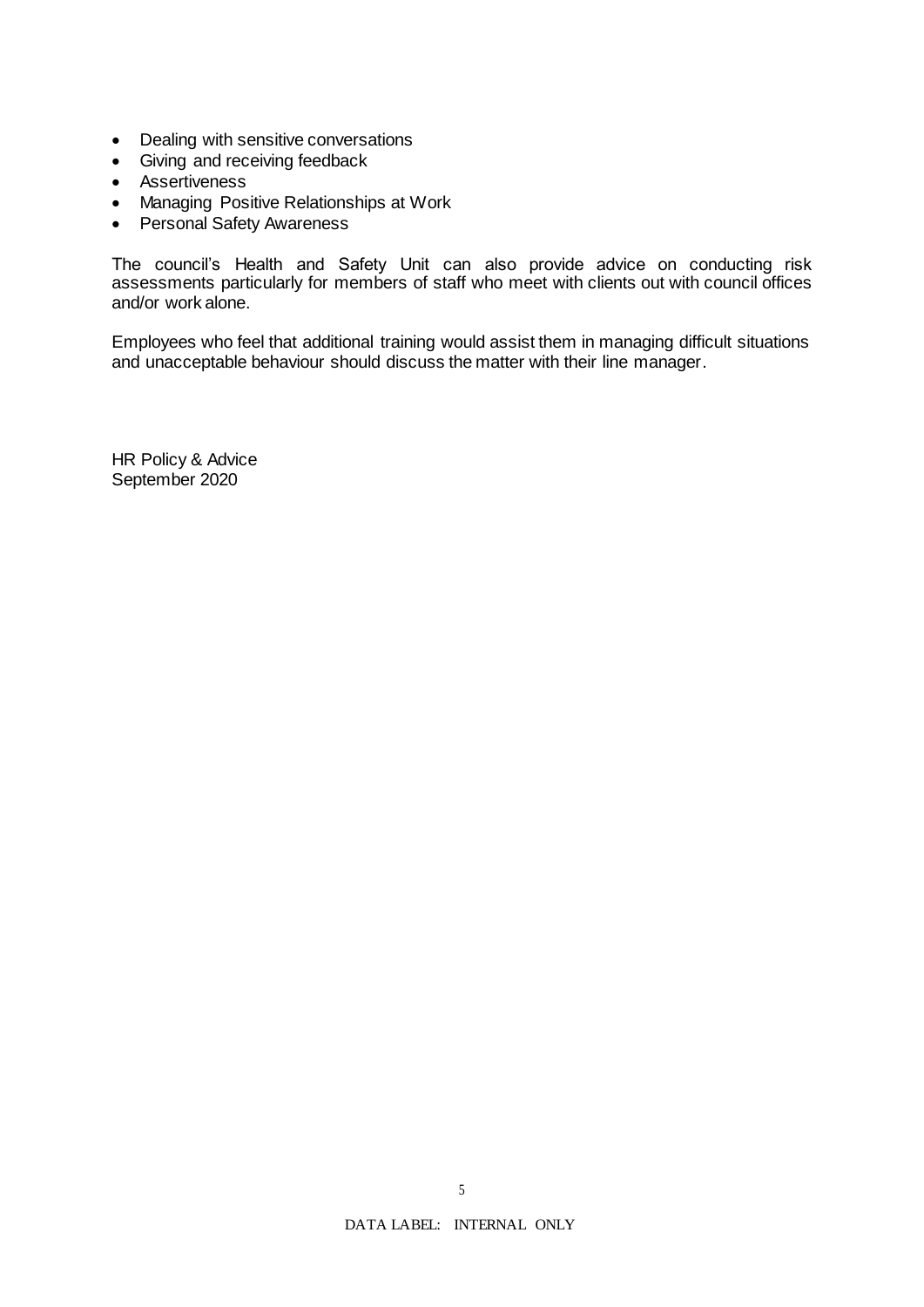- Dealing with sensitive conversations
- Giving and receiving feedback
- Assertiveness
- Managing Positive Relationships at Work
- Personal Safety Awareness

The council's Health and Safety Unit can also provide advice on conducting risk assessments particularly for members of staff who meet with clients out with council offices and/or work alone.

Employees who feel that additional training would assist them in managing difficult situations and unacceptable behaviour should discuss the matter with their line manager.

HR Policy & Advice
September 2020

DATA LABEL: INTERNAL ONLY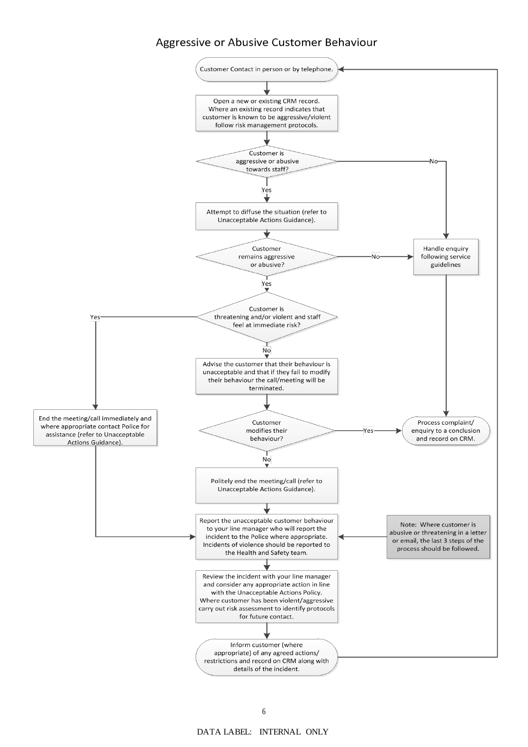# Aggressive or Abusive Customer Behaviour

Customer Contact in person or by telephone.

Open a new or existing CRM record. Where an existing record indicates that customer is known to be aggressive/violent follow risk management protocols.

Customer is aggressive or abusive towards staff?

No → Handle enquiry following service guidelines

Yes

Attempt to diffuse the situation (refer to Unacceptable Actions Guidance).

Customer remains aggressive or abusive?

No → Handle enquiry following service guidelines

Yes

Customer is threatening and/or violent and staff feel at immediate risk?

Yes → End the meeting/call immediately and where appropriate contact Police for assistance (refer to Unacceptable Actions Guidance).

No

Advise the customer that their behaviour is unacceptable and that if they fail to modify their behaviour the call/meeting will be terminated.

Customer modifies their behaviour?

Yes → Process complaint/ enquiry to a conclusion and record on CRM.

No

Politely end the meeting/call (refer to Unacceptable Actions Guidance).

Report the unacceptable customer behaviour to your line manager who will report the incident to the Police where appropriate. Incidents of violence should be reported to the Health and Safety team.

Note: Where customer is abusive or threatening in a letter or email, the last 3 steps of the process should be followed.

Review the incident with your line manager and consider any appropriate action in line with the Unacceptable Actions Policy. Where customer has been violent/aggressive carry out risk assessment to identify protocols for future contact.

Inform customer (where appropriate) of any agreed actions/ restrictions and record on CRM along with details of the incident.

DATA LABEL: INTERNAL ONLY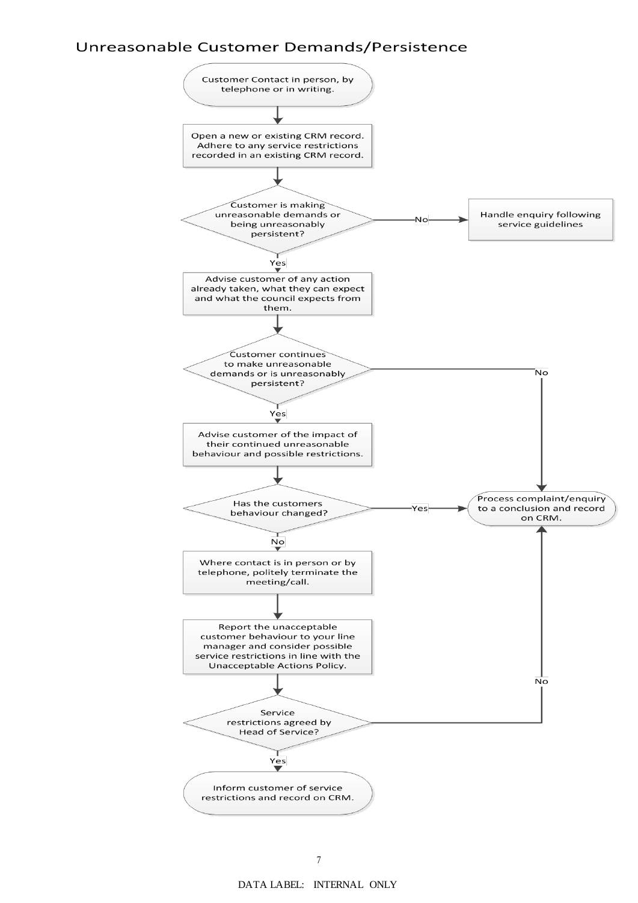## Unreasonable Customer Demands/Persistence

1. **Customer Contact in person, by telephone or in writing.**
2. Open a new or existing CRM record. Adhere to any service restrictions recorded in an existing CRM record.
3. **Decision:** Customer is making unreasonable demands or being unreasonably persistent?
   - **No** → Handle enquiry following service guidelines
   - **Yes** → continue to step 4
4. Advise customer of any action already taken, what they can expect and what the council expects from them.
5. **Decision:** Customer continues to make unreasonable demands or is unreasonably persistent?
   - **No** → Process complaint/enquiry to a conclusion and record on CRM.
   - **Yes** → continue to step 6
6. Advise customer of the impact of their continued unreasonable behaviour and possible restrictions.
7. **Decision:** Has the customers behaviour changed?
   - **Yes** → Process complaint/enquiry to a conclusion and record on CRM.
   - **No** → continue to step 8
8. Where contact is in person or by telephone, politely terminate the meeting/call.
9. Report the unacceptable customer behaviour to your line manager and consider possible service restrictions in line with the Unacceptable Actions Policy.
10. **Decision:** Service restrictions agreed by Head of Service?
    - **No** → Process complaint/enquiry to a conclusion and record on CRM.
    - **Yes** → continue to step 11
11. **Inform customer of service restrictions and record on CRM.**

DATA LABEL: INTERNAL ONLY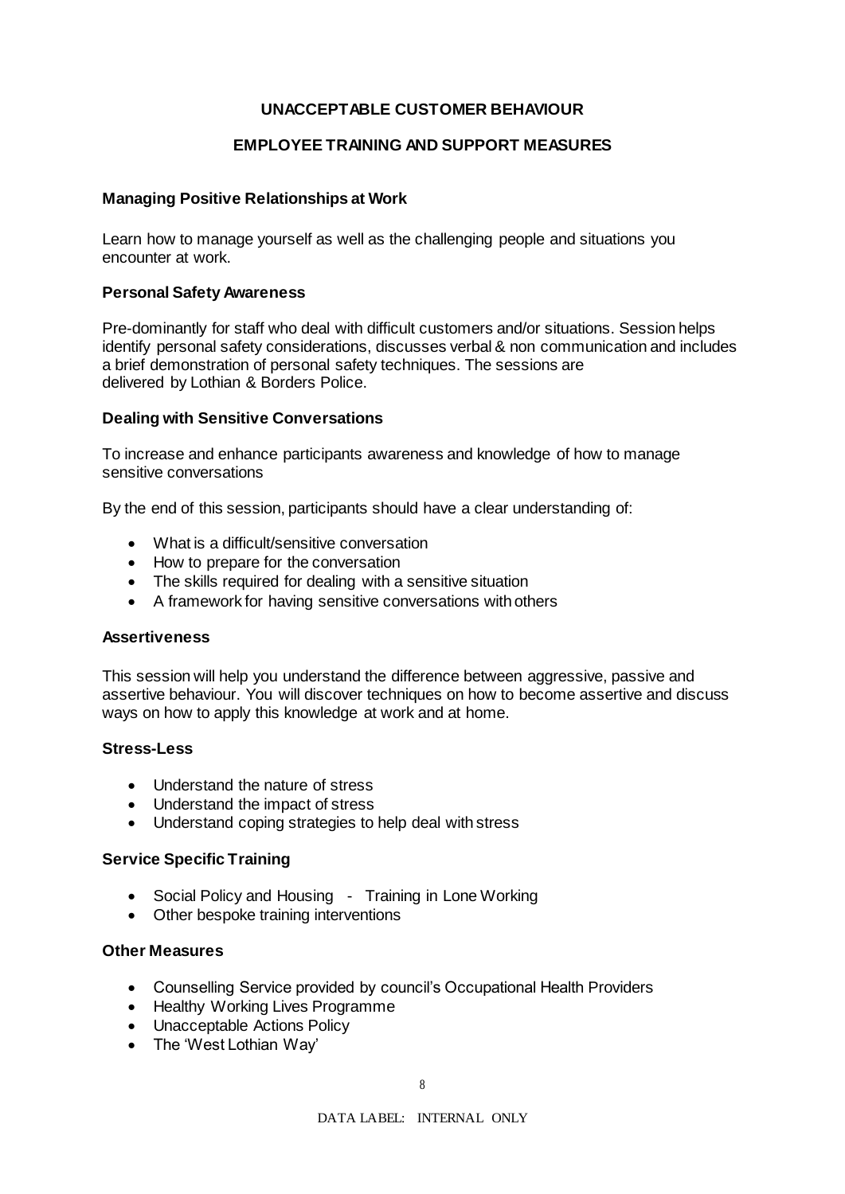# UNACCEPTABLE CUSTOMER BEHAVIOUR

## EMPLOYEE TRAINING AND SUPPORT MEASURES

### Managing Positive Relationships at Work

Learn how to manage yourself as well as the challenging people and situations you encounter at work.

### Personal Safety Awareness

Pre-dominantly for staff who deal with difficult customers and/or situations. Session helps identify personal safety considerations, discusses verbal & non communication and includes a brief demonstration of personal safety techniques. The sessions are delivered by Lothian & Borders Police.

### Dealing with Sensitive Conversations

To increase and enhance participants awareness and knowledge of how to manage sensitive conversations

By the end of this session, participants should have a clear understanding of:

- What is a difficult/sensitive conversation
- How to prepare for the conversation
- The skills required for dealing with a sensitive situation
- A framework for having sensitive conversations with others

### Assertiveness

This session will help you understand the difference between aggressive, passive and assertive behaviour. You will discover techniques on how to become assertive and discuss ways on how to apply this knowledge at work and at home.

### Stress-Less

- Understand the nature of stress
- Understand the impact of stress
- Understand coping strategies to help deal with stress

### Service Specific Training

- Social Policy and Housing - Training in Lone Working
- Other bespoke training interventions

### Other Measures

- Counselling Service provided by council's Occupational Health Providers
- Healthy Working Lives Programme
- Unacceptable Actions Policy
- The 'West Lothian Way'

DATA LABEL: INTERNAL ONLY